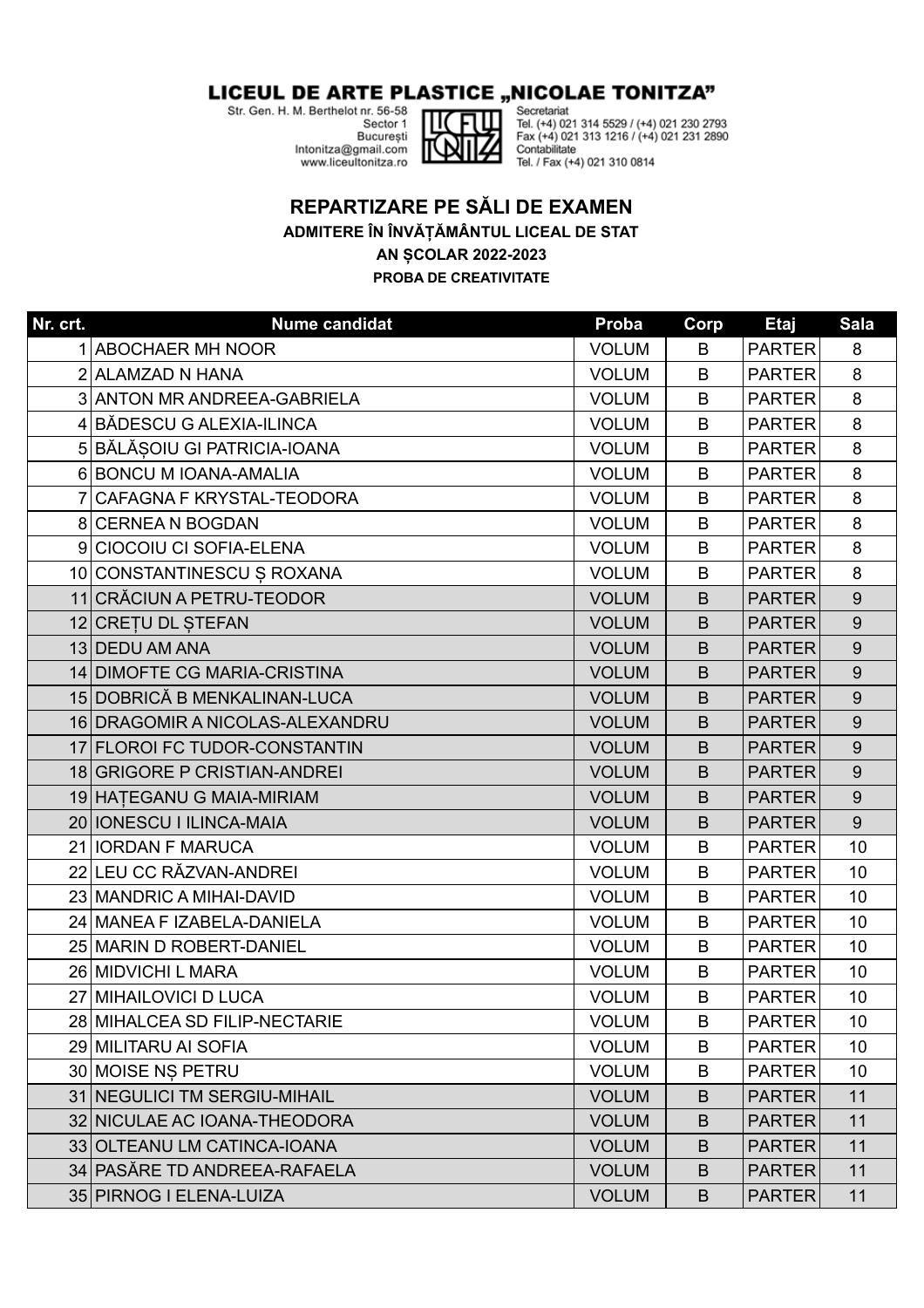# LICEUL DE ARTE PLASTICE „NICOLAE TONITZA"

Str. Gen. H. M. Berthelot nr. 56-58
Sector 1
București
lntonitza@gmail.com
www.liceultonitza.ro

Secretariat
Tel. (+4) 021 314 5529 / (+4) 021 230 2793
Fax (+4) 021 313 1216 / (+4) 021 231 2890
Contabilitate
Tel. / Fax (+4) 021 310 0814

## REPARTIZARE PE SĂLI DE EXAMEN

### ADMITERE ÎN ÎNVĂȚĂMÂNTUL LICEAL DE STAT

### AN ȘCOLAR 2022-2023

### PROBA DE CREATIVITATE

| Nr. crt. | Nume candidat | Proba | Corp | Etaj | Sala |
|---|---|---|---|---|---|
| 1 | ABOCHAER MH NOOR | VOLUM | B | PARTER | 8 |
| 2 | ALAMZAD N HANA | VOLUM | B | PARTER | 8 |
| 3 | ANTON MR ANDREEA-GABRIELA | VOLUM | B | PARTER | 8 |
| 4 | BĂDESCU G ALEXIA-ILINCA | VOLUM | B | PARTER | 8 |
| 5 | BĂLĂȘOIU GI PATRICIA-IOANA | VOLUM | B | PARTER | 8 |
| 6 | BONCU M IOANA-AMALIA | VOLUM | B | PARTER | 8 |
| 7 | CAFAGNA F KRYSTAL-TEODORA | VOLUM | B | PARTER | 8 |
| 8 | CERNEA N BOGDAN | VOLUM | B | PARTER | 8 |
| 9 | CIOCOIU CI SOFIA-ELENA | VOLUM | B | PARTER | 8 |
| 10 | CONSTANTINESCU Ș ROXANA | VOLUM | B | PARTER | 8 |
| 11 | CRĂCIUN A PETRU-TEODOR | VOLUM | B | PARTER | 9 |
| 12 | CREȚU DL ȘTEFAN | VOLUM | B | PARTER | 9 |
| 13 | DEDU AM ANA | VOLUM | B | PARTER | 9 |
| 14 | DIMOFTE CG MARIA-CRISTINA | VOLUM | B | PARTER | 9 |
| 15 | DOBRICĂ B MENKALINAN-LUCA | VOLUM | B | PARTER | 9 |
| 16 | DRAGOMIR A NICOLAS-ALEXANDRU | VOLUM | B | PARTER | 9 |
| 17 | FLOROI FC TUDOR-CONSTANTIN | VOLUM | B | PARTER | 9 |
| 18 | GRIGORE P CRISTIAN-ANDREI | VOLUM | B | PARTER | 9 |
| 19 | HAȚEGANU G MAIA-MIRIAM | VOLUM | B | PARTER | 9 |
| 20 | IONESCU I ILINCA-MAIA | VOLUM | B | PARTER | 9 |
| 21 | IORDAN F MARUCA | VOLUM | B | PARTER | 10 |
| 22 | LEU CC RĂZVAN-ANDREI | VOLUM | B | PARTER | 10 |
| 23 | MANDRIC A MIHAI-DAVID | VOLUM | B | PARTER | 10 |
| 24 | MANEA F IZABELA-DANIELA | VOLUM | B | PARTER | 10 |
| 25 | MARIN D ROBERT-DANIEL | VOLUM | B | PARTER | 10 |
| 26 | MIDVICHI L MARA | VOLUM | B | PARTER | 10 |
| 27 | MIHAILOVICI D LUCA | VOLUM | B | PARTER | 10 |
| 28 | MIHALCEA SD FILIP-NECTARIE | VOLUM | B | PARTER | 10 |
| 29 | MILITARU AI SOFIA | VOLUM | B | PARTER | 10 |
| 30 | MOISE NȘ PETRU | VOLUM | B | PARTER | 10 |
| 31 | NEGULICI TM SERGIU-MIHAIL | VOLUM | B | PARTER | 11 |
| 32 | NICULAE AC IOANA-THEODORA | VOLUM | B | PARTER | 11 |
| 33 | OLTEANU LM CATINCA-IOANA | VOLUM | B | PARTER | 11 |
| 34 | PASĂRE TD ANDREEA-RAFAELA | VOLUM | B | PARTER | 11 |
| 35 | PIRNOG I ELENA-LUIZA | VOLUM | B | PARTER | 11 |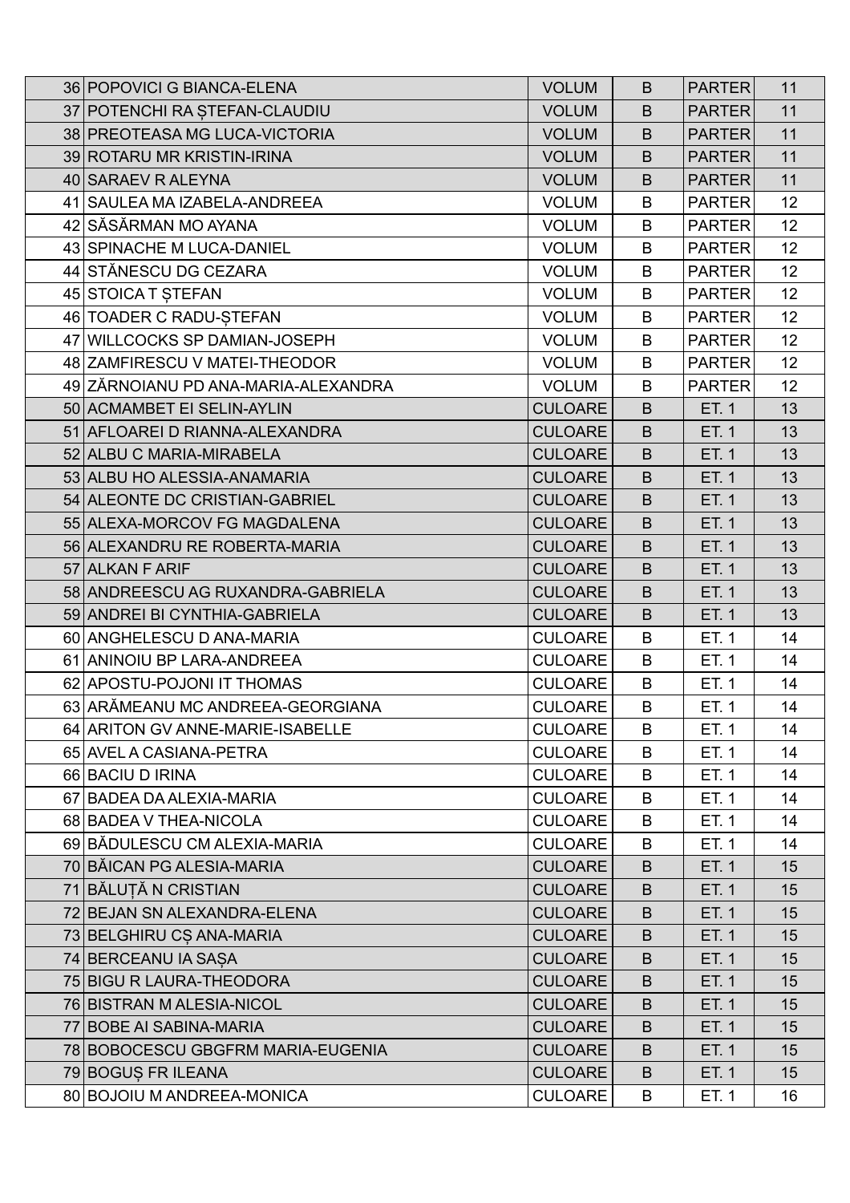| | | | | | |
|---|---|---|---|---|---|
| 36 | POPOVICI G BIANCA-ELENA | VOLUM | B | PARTER | 11 |
| 37 | POTENCHI RA ȘTEFAN-CLAUDIU | VOLUM | B | PARTER | 11 |
| 38 | PREOTEASA MG LUCA-VICTORIA | VOLUM | B | PARTER | 11 |
| 39 | ROTARU MR KRISTIN-IRINA | VOLUM | B | PARTER | 11 |
| 40 | SARAEV R ALEYNA | VOLUM | B | PARTER | 11 |
| 41 | SAULEA MA IZABELA-ANDREEA | VOLUM | B | PARTER | 12 |
| 42 | SĂSĂRMAN MO AYANA | VOLUM | B | PARTER | 12 |
| 43 | SPINACHE M LUCA-DANIEL | VOLUM | B | PARTER | 12 |
| 44 | STĂNESCU DG CEZARA | VOLUM | B | PARTER | 12 |
| 45 | STOICA T ȘTEFAN | VOLUM | B | PARTER | 12 |
| 46 | TOADER C RADU-ȘTEFAN | VOLUM | B | PARTER | 12 |
| 47 | WILLCOCKS SP DAMIAN-JOSEPH | VOLUM | B | PARTER | 12 |
| 48 | ZAMFIRESCU V MATEI-THEODOR | VOLUM | B | PARTER | 12 |
| 49 | ZĂRNOIANU PD ANA-MARIA-ALEXANDRA | VOLUM | B | PARTER | 12 |
| 50 | ACMAMBET EI SELIN-AYLIN | CULOARE | B | ET. 1 | 13 |
| 51 | AFLOAREI D RIANNA-ALEXANDRA | CULOARE | B | ET. 1 | 13 |
| 52 | ALBU C MARIA-MIRABELA | CULOARE | B | ET. 1 | 13 |
| 53 | ALBU HO ALESSIA-ANAMARIA | CULOARE | B | ET. 1 | 13 |
| 54 | ALEONTE DC CRISTIAN-GABRIEL | CULOARE | B | ET. 1 | 13 |
| 55 | ALEXA-MORCOV FG MAGDALENA | CULOARE | B | ET. 1 | 13 |
| 56 | ALEXANDRU RE ROBERTA-MARIA | CULOARE | B | ET. 1 | 13 |
| 57 | ALKAN F ARIF | CULOARE | B | ET. 1 | 13 |
| 58 | ANDREESCU AG RUXANDRA-GABRIELA | CULOARE | B | ET. 1 | 13 |
| 59 | ANDREI BI CYNTHIA-GABRIELA | CULOARE | B | ET. 1 | 13 |
| 60 | ANGHELESCU D ANA-MARIA | CULOARE | B | ET. 1 | 14 |
| 61 | ANINOIU BP LARA-ANDREEA | CULOARE | B | ET. 1 | 14 |
| 62 | APOSTU-POJONI IT THOMAS | CULOARE | B | ET. 1 | 14 |
| 63 | ARĂMEANU MC ANDREEA-GEORGIANA | CULOARE | B | ET. 1 | 14 |
| 64 | ARITON GV ANNE-MARIE-ISABELLE | CULOARE | B | ET. 1 | 14 |
| 65 | AVEL A CASIANA-PETRA | CULOARE | B | ET. 1 | 14 |
| 66 | BACIU D IRINA | CULOARE | B | ET. 1 | 14 |
| 67 | BADEA DA ALEXIA-MARIA | CULOARE | B | ET. 1 | 14 |
| 68 | BADEA V THEA-NICOLA | CULOARE | B | ET. 1 | 14 |
| 69 | BĂDULESCU CM ALEXIA-MARIA | CULOARE | B | ET. 1 | 14 |
| 70 | BĂICAN PG ALESIA-MARIA | CULOARE | B | ET. 1 | 15 |
| 71 | BĂLUȚĂ N CRISTIAN | CULOARE | B | ET. 1 | 15 |
| 72 | BEJAN SN ALEXANDRA-ELENA | CULOARE | B | ET. 1 | 15 |
| 73 | BELGHIRU CȘ ANA-MARIA | CULOARE | B | ET. 1 | 15 |
| 74 | BERCEANU IA SAȘA | CULOARE | B | ET. 1 | 15 |
| 75 | BIGU R LAURA-THEODORA | CULOARE | B | ET. 1 | 15 |
| 76 | BISTRAN M ALESIA-NICOL | CULOARE | B | ET. 1 | 15 |
| 77 | BOBE AI SABINA-MARIA | CULOARE | B | ET. 1 | 15 |
| 78 | BOBOCESCU GBGFRM MARIA-EUGENIA | CULOARE | B | ET. 1 | 15 |
| 79 | BOGUȘ FR ILEANA | CULOARE | B | ET. 1 | 15 |
| 80 | BOJOIU M ANDREEA-MONICA | CULOARE | B | ET. 1 | 16 |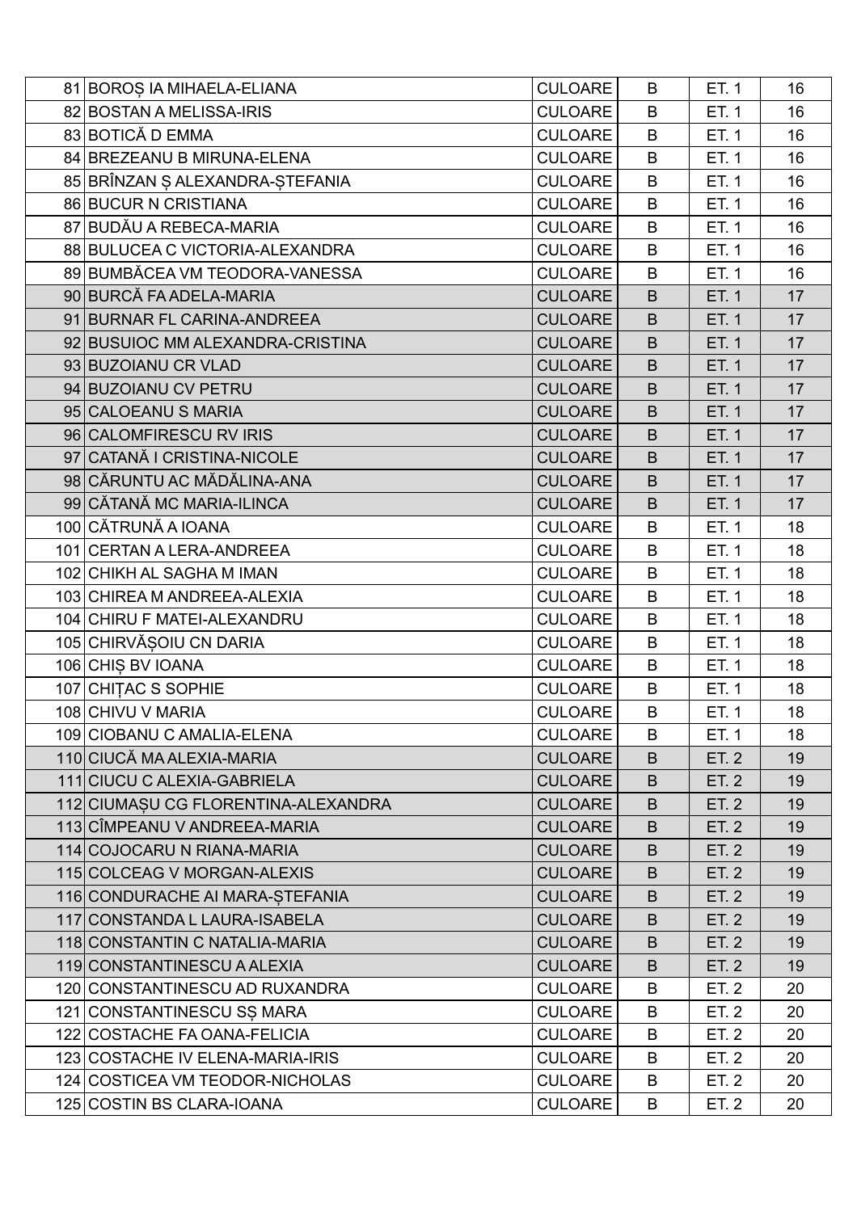| | | | | | |
|---|---|---|---|---|---|
| 81 | BOROȘ IA MIHAELA-ELIANA | CULOARE | B | ET. 1 | 16 |
| 82 | BOSTAN A MELISSA-IRIS | CULOARE | B | ET. 1 | 16 |
| 83 | BOTICĂ D EMMA | CULOARE | B | ET. 1 | 16 |
| 84 | BREZEANU B MIRUNA-ELENA | CULOARE | B | ET. 1 | 16 |
| 85 | BRÎNZAN Ș ALEXANDRA-ȘTEFANIA | CULOARE | B | ET. 1 | 16 |
| 86 | BUCUR N CRISTIANA | CULOARE | B | ET. 1 | 16 |
| 87 | BUDĂU A REBECA-MARIA | CULOARE | B | ET. 1 | 16 |
| 88 | BULUCEA C VICTORIA-ALEXANDRA | CULOARE | B | ET. 1 | 16 |
| 89 | BUMBĂCEA VM TEODORA-VANESSA | CULOARE | B | ET. 1 | 16 |
| 90 | BURCĂ FA ADELA-MARIA | CULOARE | B | ET. 1 | 17 |
| 91 | BURNAR FL CARINA-ANDREEA | CULOARE | B | ET. 1 | 17 |
| 92 | BUSUIOC MM ALEXANDRA-CRISTINA | CULOARE | B | ET. 1 | 17 |
| 93 | BUZOIANU CR VLAD | CULOARE | B | ET. 1 | 17 |
| 94 | BUZOIANU CV PETRU | CULOARE | B | ET. 1 | 17 |
| 95 | CALOEANU S MARIA | CULOARE | B | ET. 1 | 17 |
| 96 | CALOMFIRESCU RV IRIS | CULOARE | B | ET. 1 | 17 |
| 97 | CATANĂ I CRISTINA-NICOLE | CULOARE | B | ET. 1 | 17 |
| 98 | CĂRUNTU AC MĂDĂLINA-ANA | CULOARE | B | ET. 1 | 17 |
| 99 | CĂTANĂ MC MARIA-ILINCA | CULOARE | B | ET. 1 | 17 |
| 100 | CĂTRUNĂ A IOANA | CULOARE | B | ET. 1 | 18 |
| 101 | CERTAN A LERA-ANDREEA | CULOARE | B | ET. 1 | 18 |
| 102 | CHIKH AL SAGHA M IMAN | CULOARE | B | ET. 1 | 18 |
| 103 | CHIREA M ANDREEA-ALEXIA | CULOARE | B | ET. 1 | 18 |
| 104 | CHIRU F MATEI-ALEXANDRU | CULOARE | B | ET. 1 | 18 |
| 105 | CHIRVĂȘOIU CN DARIA | CULOARE | B | ET. 1 | 18 |
| 106 | CHIȘ BV IOANA | CULOARE | B | ET. 1 | 18 |
| 107 | CHIȚAC S SOPHIE | CULOARE | B | ET. 1 | 18 |
| 108 | CHIVU V MARIA | CULOARE | B | ET. 1 | 18 |
| 109 | CIOBANU C AMALIA-ELENA | CULOARE | B | ET. 1 | 18 |
| 110 | CIUCĂ MA ALEXIA-MARIA | CULOARE | B | ET. 2 | 19 |
| 111 | CIUCU C ALEXIA-GABRIELA | CULOARE | B | ET. 2 | 19 |
| 112 | CIUMAȘU CG FLORENTINA-ALEXANDRA | CULOARE | B | ET. 2 | 19 |
| 113 | CÎMPEANU V ANDREEA-MARIA | CULOARE | B | ET. 2 | 19 |
| 114 | COJOCARU N RIANA-MARIA | CULOARE | B | ET. 2 | 19 |
| 115 | COLCEAG V MORGAN-ALEXIS | CULOARE | B | ET. 2 | 19 |
| 116 | CONDURACHE AI MARA-ȘTEFANIA | CULOARE | B | ET. 2 | 19 |
| 117 | CONSTANDA L LAURA-ISABELA | CULOARE | B | ET. 2 | 19 |
| 118 | CONSTANTIN C NATALIA-MARIA | CULOARE | B | ET. 2 | 19 |
| 119 | CONSTANTINESCU A ALEXIA | CULOARE | B | ET. 2 | 19 |
| 120 | CONSTANTINESCU AD RUXANDRA | CULOARE | B | ET. 2 | 20 |
| 121 | CONSTANTINESCU SȘ MARA | CULOARE | B | ET. 2 | 20 |
| 122 | COSTACHE FA OANA-FELICIA | CULOARE | B | ET. 2 | 20 |
| 123 | COSTACHE IV ELENA-MARIA-IRIS | CULOARE | B | ET. 2 | 20 |
| 124 | COSTICEA VM TEODOR-NICHOLAS | CULOARE | B | ET. 2 | 20 |
| 125 | COSTIN BS CLARA-IOANA | CULOARE | B | ET. 2 | 20 |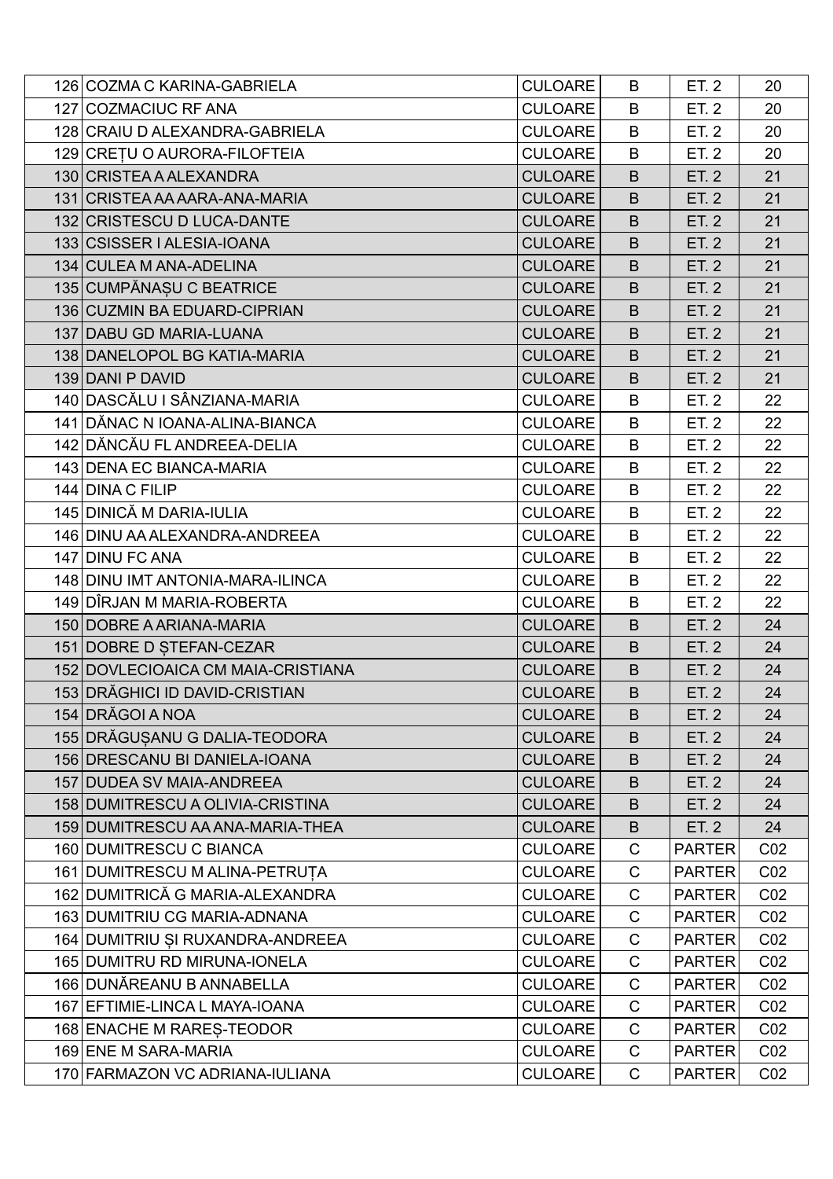| | | | | | |
|---|---|---|---|---|---|
| 126 | COZMA C KARINA-GABRIELA | CULOARE | B | ET. 2 | 20 |
| 127 | COZMACIUC RF ANA | CULOARE | B | ET. 2 | 20 |
| 128 | CRAIU D ALEXANDRA-GABRIELA | CULOARE | B | ET. 2 | 20 |
| 129 | CREȚU O AURORA-FILOFTEIA | CULOARE | B | ET. 2 | 20 |
| 130 | CRISTEA A ALEXANDRA | CULOARE | B | ET. 2 | 21 |
| 131 | CRISTEA AA AARA-ANA-MARIA | CULOARE | B | ET. 2 | 21 |
| 132 | CRISTESCU D LUCA-DANTE | CULOARE | B | ET. 2 | 21 |
| 133 | CSISSER I ALESIA-IOANA | CULOARE | B | ET. 2 | 21 |
| 134 | CULEA M ANA-ADELINA | CULOARE | B | ET. 2 | 21 |
| 135 | CUMPĂNAȘU C BEATRICE | CULOARE | B | ET. 2 | 21 |
| 136 | CUZMIN BA EDUARD-CIPRIAN | CULOARE | B | ET. 2 | 21 |
| 137 | DABU GD MARIA-LUANA | CULOARE | B | ET. 2 | 21 |
| 138 | DANELOPOL BG KATIA-MARIA | CULOARE | B | ET. 2 | 21 |
| 139 | DANI P DAVID | CULOARE | B | ET. 2 | 21 |
| 140 | DASCĂLU I SÂNZIANA-MARIA | CULOARE | B | ET. 2 | 22 |
| 141 | DĂNAC N IOANA-ALINA-BIANCA | CULOARE | B | ET. 2 | 22 |
| 142 | DĂNCĂU FL ANDREEA-DELIA | CULOARE | B | ET. 2 | 22 |
| 143 | DENA EC BIANCA-MARIA | CULOARE | B | ET. 2 | 22 |
| 144 | DINA C FILIP | CULOARE | B | ET. 2 | 22 |
| 145 | DINICĂ M DARIA-IULIA | CULOARE | B | ET. 2 | 22 |
| 146 | DINU AA ALEXANDRA-ANDREEA | CULOARE | B | ET. 2 | 22 |
| 147 | DINU FC ANA | CULOARE | B | ET. 2 | 22 |
| 148 | DINU IMT ANTONIA-MARA-ILINCA | CULOARE | B | ET. 2 | 22 |
| 149 | DÎRJAN M MARIA-ROBERTA | CULOARE | B | ET. 2 | 22 |
| 150 | DOBRE A ARIANA-MARIA | CULOARE | B | ET. 2 | 24 |
| 151 | DOBRE D ȘTEFAN-CEZAR | CULOARE | B | ET. 2 | 24 |
| 152 | DOVLECIOAICA CM MAIA-CRISTIANA | CULOARE | B | ET. 2 | 24 |
| 153 | DRĂGHICI ID DAVID-CRISTIAN | CULOARE | B | ET. 2 | 24 |
| 154 | DRĂGOI A NOA | CULOARE | B | ET. 2 | 24 |
| 155 | DRĂGUȘANU G DALIA-TEODORA | CULOARE | B | ET. 2 | 24 |
| 156 | DRESCANU BI DANIELA-IOANA | CULOARE | B | ET. 2 | 24 |
| 157 | DUDEA SV MAIA-ANDREEA | CULOARE | B | ET. 2 | 24 |
| 158 | DUMITRESCU A OLIVIA-CRISTINA | CULOARE | B | ET. 2 | 24 |
| 159 | DUMITRESCU AA ANA-MARIA-THEA | CULOARE | B | ET. 2 | 24 |
| 160 | DUMITRESCU C BIANCA | CULOARE | C | PARTER | C02 |
| 161 | DUMITRESCU M ALINA-PETRUȚA | CULOARE | C | PARTER | C02 |
| 162 | DUMITRICĂ G MARIA-ALEXANDRA | CULOARE | C | PARTER | C02 |
| 163 | DUMITRIU CG MARIA-ADNANA | CULOARE | C | PARTER | C02 |
| 164 | DUMITRIU ȘI RUXANDRA-ANDREEA | CULOARE | C | PARTER | C02 |
| 165 | DUMITRU RD MIRUNA-IONELA | CULOARE | C | PARTER | C02 |
| 166 | DUNĂREANU B ANNABELLA | CULOARE | C | PARTER | C02 |
| 167 | EFTIMIE-LINCA L MAYA-IOANA | CULOARE | C | PARTER | C02 |
| 168 | ENACHE M RAREȘ-TEODOR | CULOARE | C | PARTER | C02 |
| 169 | ENE M SARA-MARIA | CULOARE | C | PARTER | C02 |
| 170 | FARMAZON VC ADRIANA-IULIANA | CULOARE | C | PARTER | C02 |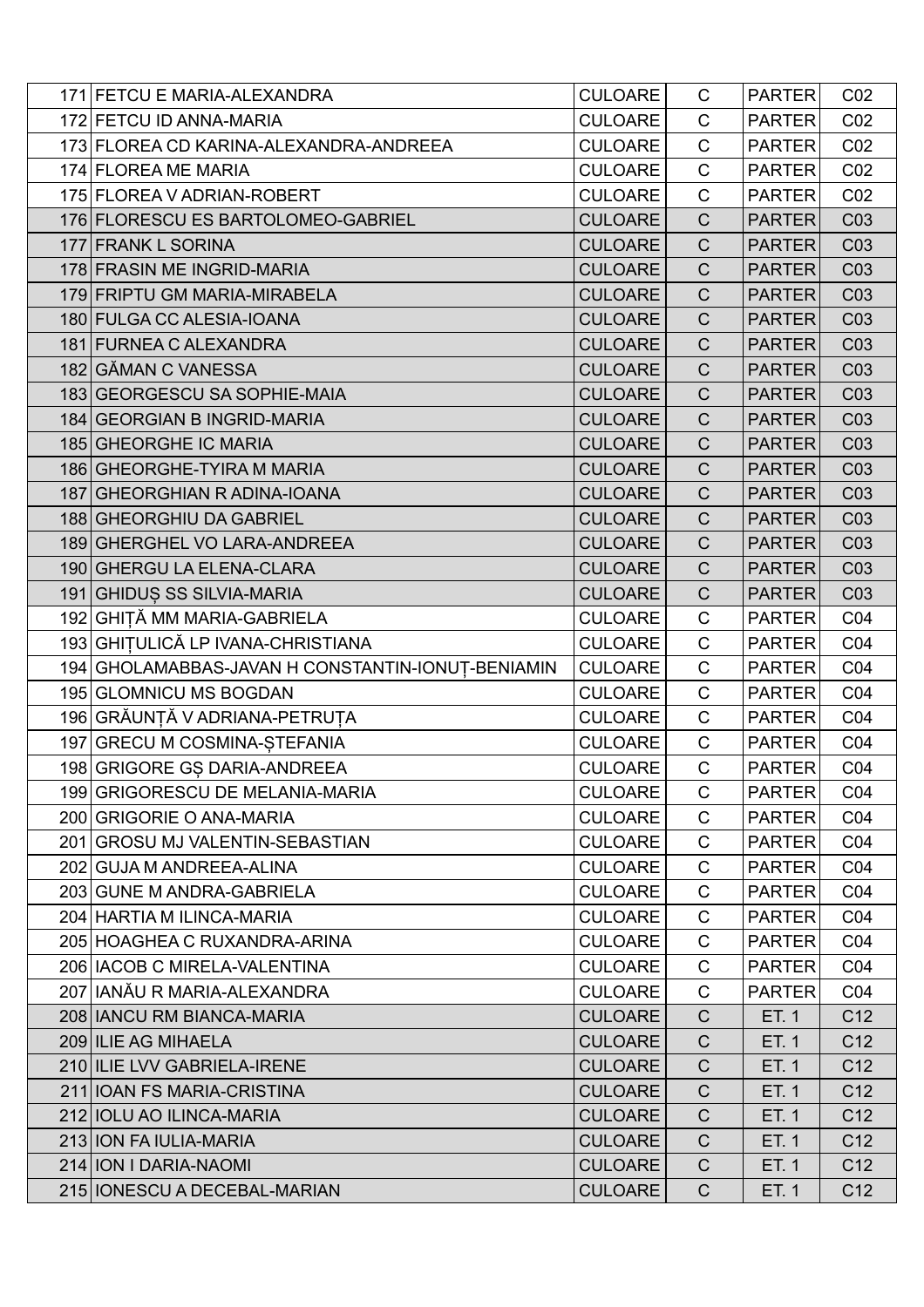| | | | | | |
|---|---|---|---|---|---|
| 171 | FETCU E MARIA-ALEXANDRA | CULOARE | C | PARTER | C02 |
| 172 | FETCU ID ANNA-MARIA | CULOARE | C | PARTER | C02 |
| 173 | FLOREA CD KARINA-ALEXANDRA-ANDREEA | CULOARE | C | PARTER | C02 |
| 174 | FLOREA ME MARIA | CULOARE | C | PARTER | C02 |
| 175 | FLOREA V ADRIAN-ROBERT | CULOARE | C | PARTER | C02 |
| 176 | FLORESCU ES BARTOLOMEO-GABRIEL | CULOARE | C | PARTER | C03 |
| 177 | FRANK L SORINA | CULOARE | C | PARTER | C03 |
| 178 | FRASIN ME INGRID-MARIA | CULOARE | C | PARTER | C03 |
| 179 | FRIPTU GM MARIA-MIRABELA | CULOARE | C | PARTER | C03 |
| 180 | FULGA CC ALESIA-IOANA | CULOARE | C | PARTER | C03 |
| 181 | FURNEA C ALEXANDRA | CULOARE | C | PARTER | C03 |
| 182 | GĂMAN C VANESSA | CULOARE | C | PARTER | C03 |
| 183 | GEORGESCU SA SOPHIE-MAIA | CULOARE | C | PARTER | C03 |
| 184 | GEORGIAN B INGRID-MARIA | CULOARE | C | PARTER | C03 |
| 185 | GHEORGHE IC MARIA | CULOARE | C | PARTER | C03 |
| 186 | GHEORGHE-TYIRA M MARIA | CULOARE | C | PARTER | C03 |
| 187 | GHEORGHIAN R ADINA-IOANA | CULOARE | C | PARTER | C03 |
| 188 | GHEORGHIU DA GABRIEL | CULOARE | C | PARTER | C03 |
| 189 | GHERGHEL VO LARA-ANDREEA | CULOARE | C | PARTER | C03 |
| 190 | GHERGU LA ELENA-CLARA | CULOARE | C | PARTER | C03 |
| 191 | GHIDUȘ SS SILVIA-MARIA | CULOARE | C | PARTER | C03 |
| 192 | GHIȚĂ MM MARIA-GABRIELA | CULOARE | C | PARTER | C04 |
| 193 | GHIȚULICĂ LP IVANA-CHRISTIANA | CULOARE | C | PARTER | C04 |
| 194 | GHOLAMABBAS-JAVAN H CONSTANTIN-IONUȚ-BENIAMIN | CULOARE | C | PARTER | C04 |
| 195 | GLOMNICU MS BOGDAN | CULOARE | C | PARTER | C04 |
| 196 | GRĂUNȚĂ V ADRIANA-PETRUȚA | CULOARE | C | PARTER | C04 |
| 197 | GRECU M COSMINA-ȘTEFANIA | CULOARE | C | PARTER | C04 |
| 198 | GRIGORE GȘ DARIA-ANDREEA | CULOARE | C | PARTER | C04 |
| 199 | GRIGORESCU DE MELANIA-MARIA | CULOARE | C | PARTER | C04 |
| 200 | GRIGORIE O ANA-MARIA | CULOARE | C | PARTER | C04 |
| 201 | GROSU MJ VALENTIN-SEBASTIAN | CULOARE | C | PARTER | C04 |
| 202 | GUJA M ANDREEA-ALINA | CULOARE | C | PARTER | C04 |
| 203 | GUNE M ANDRA-GABRIELA | CULOARE | C | PARTER | C04 |
| 204 | HARTIA M ILINCA-MARIA | CULOARE | C | PARTER | C04 |
| 205 | HOAGHEA C RUXANDRA-ARINA | CULOARE | C | PARTER | C04 |
| 206 | IACOB C MIRELA-VALENTINA | CULOARE | C | PARTER | C04 |
| 207 | IANĂU R MARIA-ALEXANDRA | CULOARE | C | PARTER | C04 |
| 208 | IANCU RM BIANCA-MARIA | CULOARE | C | ET. 1 | C12 |
| 209 | ILIE AG MIHAELA | CULOARE | C | ET. 1 | C12 |
| 210 | ILIE LVV GABRIELA-IRENE | CULOARE | C | ET. 1 | C12 |
| 211 | IOAN FS MARIA-CRISTINA | CULOARE | C | ET. 1 | C12 |
| 212 | IOLU AO ILINCA-MARIA | CULOARE | C | ET. 1 | C12 |
| 213 | ION FA IULIA-MARIA | CULOARE | C | ET. 1 | C12 |
| 214 | ION I DARIA-NAOMI | CULOARE | C | ET. 1 | C12 |
| 215 | IONESCU A DECEBAL-MARIAN | CULOARE | C | ET. 1 | C12 |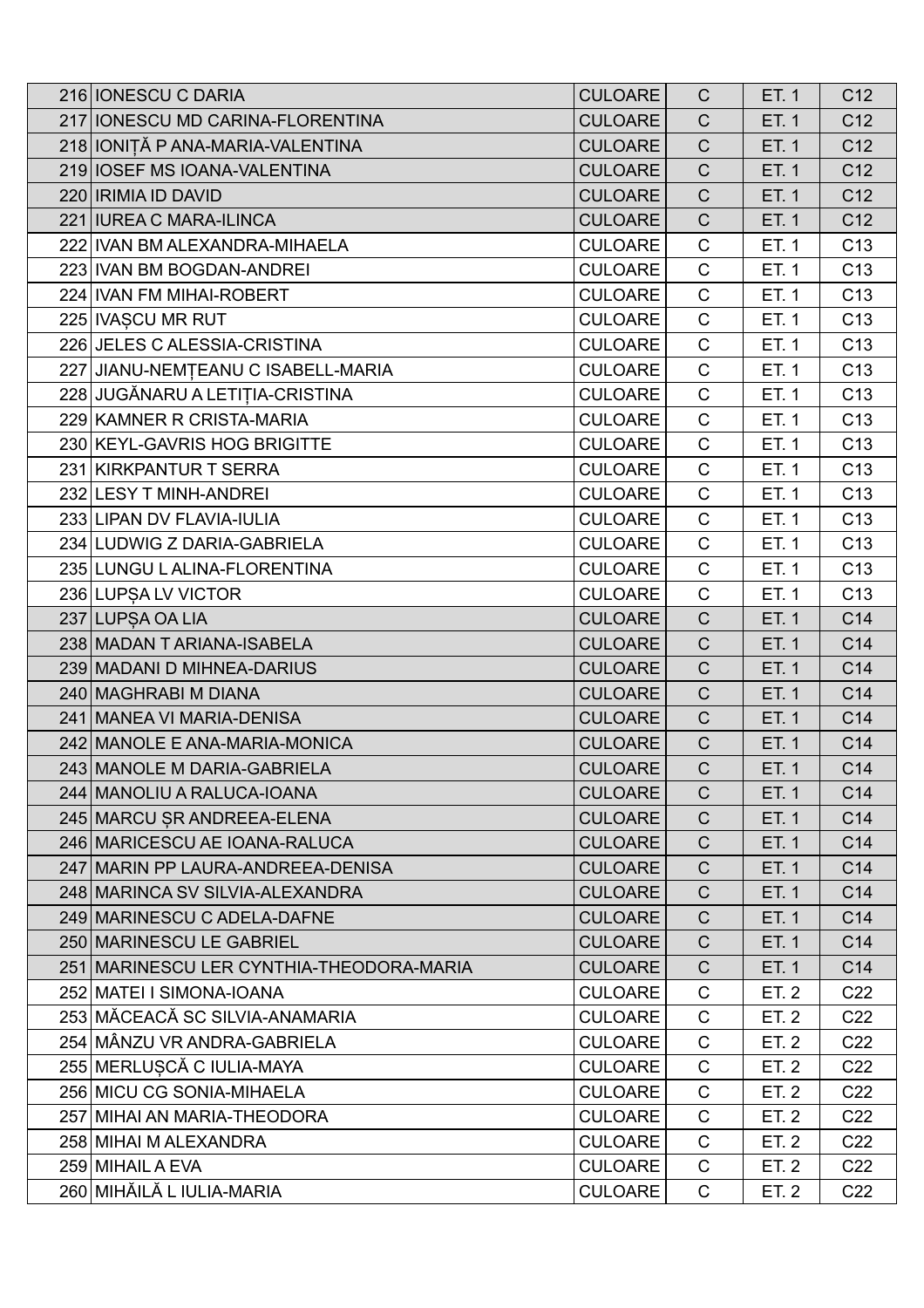| | | | | | |
|---|---|---|---|---|---|
| 216 | IONESCU C DARIA | CULOARE | C | ET. 1 | C12 |
| 217 | IONESCU MD CARINA-FLORENTINA | CULOARE | C | ET. 1 | C12 |
| 218 | IONIȚĂ P ANA-MARIA-VALENTINA | CULOARE | C | ET. 1 | C12 |
| 219 | IOSEF MS IOANA-VALENTINA | CULOARE | C | ET. 1 | C12 |
| 220 | IRIMIA ID DAVID | CULOARE | C | ET. 1 | C12 |
| 221 | IUREA C MARA-ILINCA | CULOARE | C | ET. 1 | C12 |
| 222 | IVAN BM ALEXANDRA-MIHAELA | CULOARE | C | ET. 1 | C13 |
| 223 | IVAN BM BOGDAN-ANDREI | CULOARE | C | ET. 1 | C13 |
| 224 | IVAN FM MIHAI-ROBERT | CULOARE | C | ET. 1 | C13 |
| 225 | IVAȘCU MR RUT | CULOARE | C | ET. 1 | C13 |
| 226 | JELES C ALESSIA-CRISTINA | CULOARE | C | ET. 1 | C13 |
| 227 | JIANU-NEMȚEANU C ISABELL-MARIA | CULOARE | C | ET. 1 | C13 |
| 228 | JUGĂNARU A LETIȚIA-CRISTINA | CULOARE | C | ET. 1 | C13 |
| 229 | KAMNER R CRISTA-MARIA | CULOARE | C | ET. 1 | C13 |
| 230 | KEYL-GAVRIS HOG BRIGITTE | CULOARE | C | ET. 1 | C13 |
| 231 | KIRKPANTUR T SERRA | CULOARE | C | ET. 1 | C13 |
| 232 | LESY T MINH-ANDREI | CULOARE | C | ET. 1 | C13 |
| 233 | LIPAN DV FLAVIA-IULIA | CULOARE | C | ET. 1 | C13 |
| 234 | LUDWIG Z DARIA-GABRIELA | CULOARE | C | ET. 1 | C13 |
| 235 | LUNGU L ALINA-FLORENTINA | CULOARE | C | ET. 1 | C13 |
| 236 | LUPȘA LV VICTOR | CULOARE | C | ET. 1 | C13 |
| 237 | LUPȘA OA LIA | CULOARE | C | ET. 1 | C14 |
| 238 | MADAN T ARIANA-ISABELA | CULOARE | C | ET. 1 | C14 |
| 239 | MADANI D MIHNEA-DARIUS | CULOARE | C | ET. 1 | C14 |
| 240 | MAGHRABI M DIANA | CULOARE | C | ET. 1 | C14 |
| 241 | MANEA VI MARIA-DENISA | CULOARE | C | ET. 1 | C14 |
| 242 | MANOLE E ANA-MARIA-MONICA | CULOARE | C | ET. 1 | C14 |
| 243 | MANOLE M DARIA-GABRIELA | CULOARE | C | ET. 1 | C14 |
| 244 | MANOLIU A RALUCA-IOANA | CULOARE | C | ET. 1 | C14 |
| 245 | MARCU ȘR ANDREEA-ELENA | CULOARE | C | ET. 1 | C14 |
| 246 | MARICESCU AE IOANA-RALUCA | CULOARE | C | ET. 1 | C14 |
| 247 | MARIN PP LAURA-ANDREEA-DENISA | CULOARE | C | ET. 1 | C14 |
| 248 | MARINCA SV SILVIA-ALEXANDRA | CULOARE | C | ET. 1 | C14 |
| 249 | MARINESCU C ADELA-DAFNE | CULOARE | C | ET. 1 | C14 |
| 250 | MARINESCU LE GABRIEL | CULOARE | C | ET. 1 | C14 |
| 251 | MARINESCU LER CYNTHIA-THEODORA-MARIA | CULOARE | C | ET. 1 | C14 |
| 252 | MATEI I SIMONA-IOANA | CULOARE | C | ET. 2 | C22 |
| 253 | MĂCEACĂ SC SILVIA-ANAMARIA | CULOARE | C | ET. 2 | C22 |
| 254 | MÂNZU VR ANDRA-GABRIELA | CULOARE | C | ET. 2 | C22 |
| 255 | MERLUȘCĂ C IULIA-MAYA | CULOARE | C | ET. 2 | C22 |
| 256 | MICU CG SONIA-MIHAELA | CULOARE | C | ET. 2 | C22 |
| 257 | MIHAI AN MARIA-THEODORA | CULOARE | C | ET. 2 | C22 |
| 258 | MIHAI M ALEXANDRA | CULOARE | C | ET. 2 | C22 |
| 259 | MIHAIL A EVA | CULOARE | C | ET. 2 | C22 |
| 260 | MIHĂILĂ L IULIA-MARIA | CULOARE | C | ET. 2 | C22 |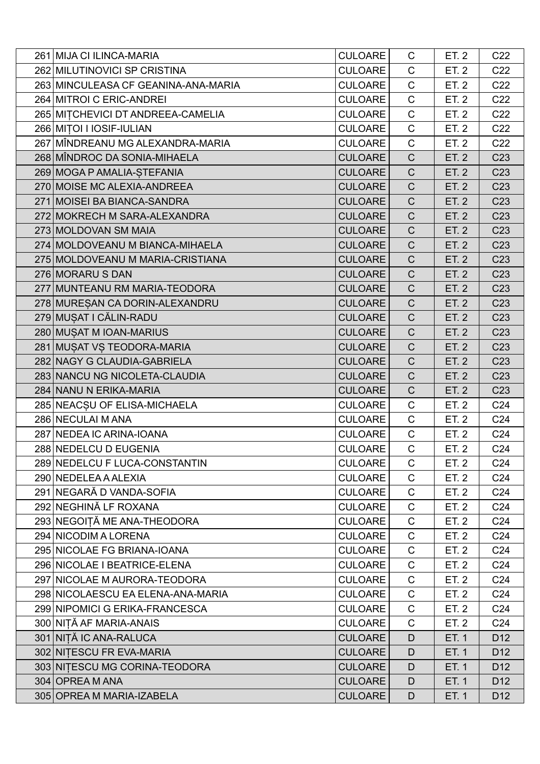| | | | | | |
|---|---|---|---|---|---|
| 261 | MIJA CI ILINCA-MARIA | CULOARE | C | ET. 2 | C22 |
| 262 | MILUTINOVICI SP CRISTINA | CULOARE | C | ET. 2 | C22 |
| 263 | MINCULEASA CF GEANINA-ANA-MARIA | CULOARE | C | ET. 2 | C22 |
| 264 | MITROI C ERIC-ANDREI | CULOARE | C | ET. 2 | C22 |
| 265 | MIȚCHEVICI DT ANDREEA-CAMELIA | CULOARE | C | ET. 2 | C22 |
| 266 | MIȚOI I IOSIF-IULIAN | CULOARE | C | ET. 2 | C22 |
| 267 | MÎNDREANU MG ALEXANDRA-MARIA | CULOARE | C | ET. 2 | C22 |
| 268 | MÎNDROC DA SONIA-MIHAELA | CULOARE | C | ET. 2 | C23 |
| 269 | MOGA P AMALIA-ȘTEFANIA | CULOARE | C | ET. 2 | C23 |
| 270 | MOISE MC ALEXIA-ANDREEA | CULOARE | C | ET. 2 | C23 |
| 271 | MOISEI BA BIANCA-SANDRA | CULOARE | C | ET. 2 | C23 |
| 272 | MOKRECH M SARA-ALEXANDRA | CULOARE | C | ET. 2 | C23 |
| 273 | MOLDOVAN SM MAIA | CULOARE | C | ET. 2 | C23 |
| 274 | MOLDOVEANU M BIANCA-MIHAELA | CULOARE | C | ET. 2 | C23 |
| 275 | MOLDOVEANU M MARIA-CRISTIANA | CULOARE | C | ET. 2 | C23 |
| 276 | MORARU S DAN | CULOARE | C | ET. 2 | C23 |
| 277 | MUNTEANU RM MARIA-TEODORA | CULOARE | C | ET. 2 | C23 |
| 278 | MUREȘAN CA DORIN-ALEXANDRU | CULOARE | C | ET. 2 | C23 |
| 279 | MUȘAT I CĂLIN-RADU | CULOARE | C | ET. 2 | C23 |
| 280 | MUȘAT M IOAN-MARIUS | CULOARE | C | ET. 2 | C23 |
| 281 | MUȘAT VȘ TEODORA-MARIA | CULOARE | C | ET. 2 | C23 |
| 282 | NAGY G CLAUDIA-GABRIELA | CULOARE | C | ET. 2 | C23 |
| 283 | NANCU NG NICOLETA-CLAUDIA | CULOARE | C | ET. 2 | C23 |
| 284 | NANU N ERIKA-MARIA | CULOARE | C | ET. 2 | C23 |
| 285 | NEACȘU OF ELISA-MICHAELA | CULOARE | C | ET. 2 | C24 |
| 286 | NECULAI M ANA | CULOARE | C | ET. 2 | C24 |
| 287 | NEDEA IC ARINA-IOANA | CULOARE | C | ET. 2 | C24 |
| 288 | NEDELCU D EUGENIA | CULOARE | C | ET. 2 | C24 |
| 289 | NEDELCU F LUCA-CONSTANTIN | CULOARE | C | ET. 2 | C24 |
| 290 | NEDELEA A ALEXIA | CULOARE | C | ET. 2 | C24 |
| 291 | NEGARĂ D VANDA-SOFIA | CULOARE | C | ET. 2 | C24 |
| 292 | NEGHINĂ LF ROXANA | CULOARE | C | ET. 2 | C24 |
| 293 | NEGOIȚĂ ME ANA-THEODORA | CULOARE | C | ET. 2 | C24 |
| 294 | NICODIM A LORENA | CULOARE | C | ET. 2 | C24 |
| 295 | NICOLAE FG BRIANA-IOANA | CULOARE | C | ET. 2 | C24 |
| 296 | NICOLAE I BEATRICE-ELENA | CULOARE | C | ET. 2 | C24 |
| 297 | NICOLAE M AURORA-TEODORA | CULOARE | C | ET. 2 | C24 |
| 298 | NICOLAESCU EA ELENA-ANA-MARIA | CULOARE | C | ET. 2 | C24 |
| 299 | NIPOMICI G ERIKA-FRANCESCA | CULOARE | C | ET. 2 | C24 |
| 300 | NIȚĂ AF MARIA-ANAIS | CULOARE | C | ET. 2 | C24 |
| 301 | NIȚĂ IC ANA-RALUCA | CULOARE | D | ET. 1 | D12 |
| 302 | NIȚESCU FR EVA-MARIA | CULOARE | D | ET. 1 | D12 |
| 303 | NIȚESCU MG CORINA-TEODORA | CULOARE | D | ET. 1 | D12 |
| 304 | OPREA M ANA | CULOARE | D | ET. 1 | D12 |
| 305 | OPREA M MARIA-IZABELA | CULOARE | D | ET. 1 | D12 |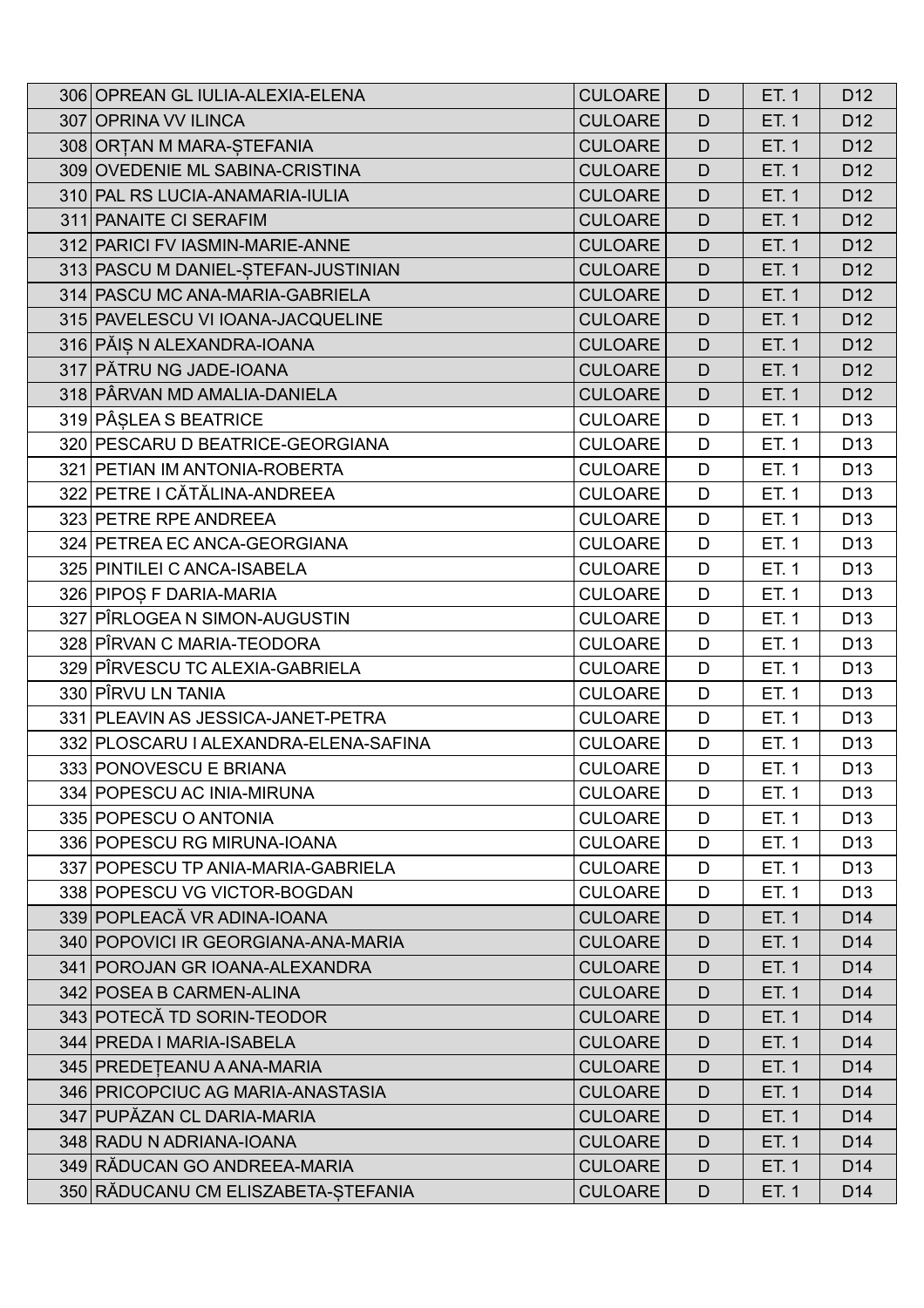| | | | | | |
|---|---|---|---|---|---|
| 306 | OPREAN GL IULIA-ALEXIA-ELENA | CULOARE | D | ET. 1 | D12 |
| 307 | OPRINA VV ILINCA | CULOARE | D | ET. 1 | D12 |
| 308 | ORȚAN M MARA-ȘTEFANIA | CULOARE | D | ET. 1 | D12 |
| 309 | OVEDENIE ML SABINA-CRISTINA | CULOARE | D | ET. 1 | D12 |
| 310 | PAL RS LUCIA-ANAMARIA-IULIA | CULOARE | D | ET. 1 | D12 |
| 311 | PANAITE CI SERAFIM | CULOARE | D | ET. 1 | D12 |
| 312 | PARICI FV IASMIN-MARIE-ANNE | CULOARE | D | ET. 1 | D12 |
| 313 | PASCU M DANIEL-ȘTEFAN-JUSTINIAN | CULOARE | D | ET. 1 | D12 |
| 314 | PASCU MC ANA-MARIA-GABRIELA | CULOARE | D | ET. 1 | D12 |
| 315 | PAVELESCU VI IOANA-JACQUELINE | CULOARE | D | ET. 1 | D12 |
| 316 | PĂIȘ N ALEXANDRA-IOANA | CULOARE | D | ET. 1 | D12 |
| 317 | PĂTRU NG JADE-IOANA | CULOARE | D | ET. 1 | D12 |
| 318 | PÂRVAN MD AMALIA-DANIELA | CULOARE | D | ET. 1 | D12 |
| 319 | PÂȘLEA S BEATRICE | CULOARE | D | ET. 1 | D13 |
| 320 | PESCARU D BEATRICE-GEORGIANA | CULOARE | D | ET. 1 | D13 |
| 321 | PETIAN IM ANTONIA-ROBERTA | CULOARE | D | ET. 1 | D13 |
| 322 | PETRE I CĂTĂLINA-ANDREEA | CULOARE | D | ET. 1 | D13 |
| 323 | PETRE RPE ANDREEA | CULOARE | D | ET. 1 | D13 |
| 324 | PETREA EC ANCA-GEORGIANA | CULOARE | D | ET. 1 | D13 |
| 325 | PINTILEI C ANCA-ISABELA | CULOARE | D | ET. 1 | D13 |
| 326 | PIPOȘ F DARIA-MARIA | CULOARE | D | ET. 1 | D13 |
| 327 | PÎRLOGEA N SIMON-AUGUSTIN | CULOARE | D | ET. 1 | D13 |
| 328 | PÎRVAN C MARIA-TEODORA | CULOARE | D | ET. 1 | D13 |
| 329 | PÎRVESCU TC ALEXIA-GABRIELA | CULOARE | D | ET. 1 | D13 |
| 330 | PÎRVU LN TANIA | CULOARE | D | ET. 1 | D13 |
| 331 | PLEAVIN AS JESSICA-JANET-PETRA | CULOARE | D | ET. 1 | D13 |
| 332 | PLOSCARU I ALEXANDRA-ELENA-SAFINA | CULOARE | D | ET. 1 | D13 |
| 333 | PONOVESCU E BRIANA | CULOARE | D | ET. 1 | D13 |
| 334 | POPESCU AC INIA-MIRUNA | CULOARE | D | ET. 1 | D13 |
| 335 | POPESCU O ANTONIA | CULOARE | D | ET. 1 | D13 |
| 336 | POPESCU RG MIRUNA-IOANA | CULOARE | D | ET. 1 | D13 |
| 337 | POPESCU TP ANIA-MARIA-GABRIELA | CULOARE | D | ET. 1 | D13 |
| 338 | POPESCU VG VICTOR-BOGDAN | CULOARE | D | ET. 1 | D13 |
| 339 | POPLEACĂ VR ADINA-IOANA | CULOARE | D | ET. 1 | D14 |
| 340 | POPOVICI IR GEORGIANA-ANA-MARIA | CULOARE | D | ET. 1 | D14 |
| 341 | POROJAN GR IOANA-ALEXANDRA | CULOARE | D | ET. 1 | D14 |
| 342 | POSEA B CARMEN-ALINA | CULOARE | D | ET. 1 | D14 |
| 343 | POTECĂ TD SORIN-TEODOR | CULOARE | D | ET. 1 | D14 |
| 344 | PREDA I MARIA-ISABELA | CULOARE | D | ET. 1 | D14 |
| 345 | PREDEȚEANU A ANA-MARIA | CULOARE | D | ET. 1 | D14 |
| 346 | PRICOPCIUC AG MARIA-ANASTASIA | CULOARE | D | ET. 1 | D14 |
| 347 | PUPĂZAN CL DARIA-MARIA | CULOARE | D | ET. 1 | D14 |
| 348 | RADU N ADRIANA-IOANA | CULOARE | D | ET. 1 | D14 |
| 349 | RĂDUCAN GO ANDREEA-MARIA | CULOARE | D | ET. 1 | D14 |
| 350 | RĂDUCANU CM ELISZABETA-ȘTEFANIA | CULOARE | D | ET. 1 | D14 |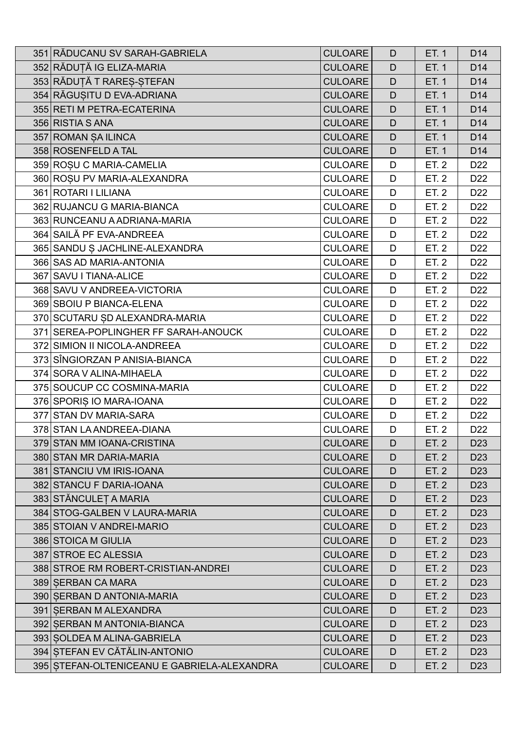| | | | | | |
|---|---|---|---|---|---|
| 351 | RĂDUCANU SV SARAH-GABRIELA | CULOARE | D | ET. 1 | D14 |
| 352 | RĂDUȚĂ IG ELIZA-MARIA | CULOARE | D | ET. 1 | D14 |
| 353 | RĂDUȚĂ T RAREȘ-ȘTEFAN | CULOARE | D | ET. 1 | D14 |
| 354 | RĂGUȘITU D EVA-ADRIANA | CULOARE | D | ET. 1 | D14 |
| 355 | RETI M PETRA-ECATERINA | CULOARE | D | ET. 1 | D14 |
| 356 | RISTIA S ANA | CULOARE | D | ET. 1 | D14 |
| 357 | ROMAN ȘA ILINCA | CULOARE | D | ET. 1 | D14 |
| 358 | ROSENFELD A TAL | CULOARE | D | ET. 1 | D14 |
| 359 | ROȘU C MARIA-CAMELIA | CULOARE | D | ET. 2 | D22 |
| 360 | ROȘU PV MARIA-ALEXANDRA | CULOARE | D | ET. 2 | D22 |
| 361 | ROTARI I LILIANA | CULOARE | D | ET. 2 | D22 |
| 362 | RUJANCU G MARIA-BIANCA | CULOARE | D | ET. 2 | D22 |
| 363 | RUNCEANU A ADRIANA-MARIA | CULOARE | D | ET. 2 | D22 |
| 364 | SAILĂ PF EVA-ANDREEA | CULOARE | D | ET. 2 | D22 |
| 365 | SANDU Ș JACHLINE-ALEXANDRA | CULOARE | D | ET. 2 | D22 |
| 366 | SAS AD MARIA-ANTONIA | CULOARE | D | ET. 2 | D22 |
| 367 | SAVU I TIANA-ALICE | CULOARE | D | ET. 2 | D22 |
| 368 | SAVU V ANDREEA-VICTORIA | CULOARE | D | ET. 2 | D22 |
| 369 | SBOIU P BIANCA-ELENA | CULOARE | D | ET. 2 | D22 |
| 370 | SCUTARU ȘD ALEXANDRA-MARIA | CULOARE | D | ET. 2 | D22 |
| 371 | SEREA-POPLINGHER FF SARAH-ANOUCK | CULOARE | D | ET. 2 | D22 |
| 372 | SIMION II NICOLA-ANDREEA | CULOARE | D | ET. 2 | D22 |
| 373 | SÎNGIORZAN P ANISIA-BIANCA | CULOARE | D | ET. 2 | D22 |
| 374 | SORA V ALINA-MIHAELA | CULOARE | D | ET. 2 | D22 |
| 375 | SOUCUP CC COSMINA-MARIA | CULOARE | D | ET. 2 | D22 |
| 376 | SPORIȘ IO MARA-IOANA | CULOARE | D | ET. 2 | D22 |
| 377 | STAN DV MARIA-SARA | CULOARE | D | ET. 2 | D22 |
| 378 | STAN LA ANDREEA-DIANA | CULOARE | D | ET. 2 | D22 |
| 379 | STAN MM IOANA-CRISTINA | CULOARE | D | ET. 2 | D23 |
| 380 | STAN MR DARIA-MARIA | CULOARE | D | ET. 2 | D23 |
| 381 | STANCIU VM IRIS-IOANA | CULOARE | D | ET. 2 | D23 |
| 382 | STANCU F DARIA-IOANA | CULOARE | D | ET. 2 | D23 |
| 383 | STĂNCULEȚ A MARIA | CULOARE | D | ET. 2 | D23 |
| 384 | STOG-GALBEN V LAURA-MARIA | CULOARE | D | ET. 2 | D23 |
| 385 | STOIAN V ANDREI-MARIO | CULOARE | D | ET. 2 | D23 |
| 386 | STOICA M GIULIA | CULOARE | D | ET. 2 | D23 |
| 387 | STROE EC ALESSIA | CULOARE | D | ET. 2 | D23 |
| 388 | STROE RM ROBERT-CRISTIAN-ANDREI | CULOARE | D | ET. 2 | D23 |
| 389 | ȘERBAN CA MARA | CULOARE | D | ET. 2 | D23 |
| 390 | ȘERBAN D ANTONIA-MARIA | CULOARE | D | ET. 2 | D23 |
| 391 | ȘERBAN M ALEXANDRA | CULOARE | D | ET. 2 | D23 |
| 392 | ȘERBAN M ANTONIA-BIANCA | CULOARE | D | ET. 2 | D23 |
| 393 | ȘOLDEA M ALINA-GABRIELA | CULOARE | D | ET. 2 | D23 |
| 394 | ȘTEFAN EV CĂTĂLIN-ANTONIO | CULOARE | D | ET. 2 | D23 |
| 395 | ȘTEFAN-OLTENICEANU E GABRIELA-ALEXANDRA | CULOARE | D | ET. 2 | D23 |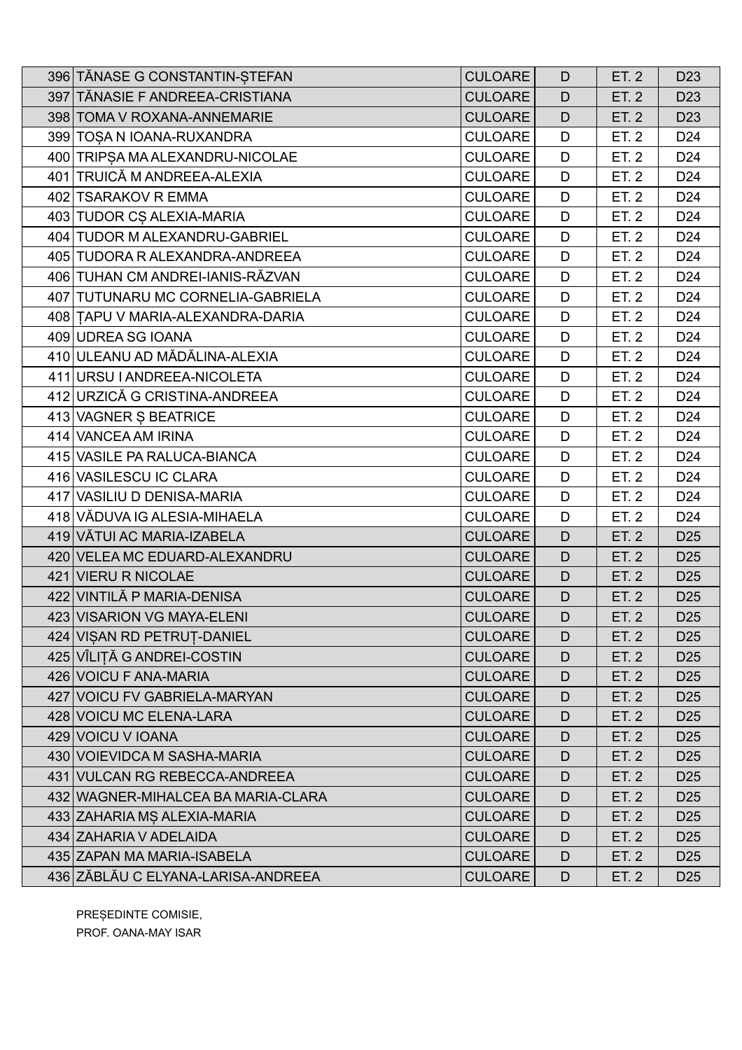| | | | | | |
|---|---|---|---|---|---|
| 396 | TĂNASE G CONSTANTIN-ȘTEFAN | CULOARE | D | ET. 2 | D23 |
| 397 | TĂNASIE F ANDREEA-CRISTIANA | CULOARE | D | ET. 2 | D23 |
| 398 | TOMA V ROXANA-ANNEMARIE | CULOARE | D | ET. 2 | D23 |
| 399 | TOȘA N IOANA-RUXANDRA | CULOARE | D | ET. 2 | D24 |
| 400 | TRIPȘA MA ALEXANDRU-NICOLAE | CULOARE | D | ET. 2 | D24 |
| 401 | TRUICĂ M ANDREEA-ALEXIA | CULOARE | D | ET. 2 | D24 |
| 402 | TSARAKOV R EMMA | CULOARE | D | ET. 2 | D24 |
| 403 | TUDOR CȘ ALEXIA-MARIA | CULOARE | D | ET. 2 | D24 |
| 404 | TUDOR M ALEXANDRU-GABRIEL | CULOARE | D | ET. 2 | D24 |
| 405 | TUDORA R ALEXANDRA-ANDREEA | CULOARE | D | ET. 2 | D24 |
| 406 | TUHAN CM ANDREI-IANIS-RĂZVAN | CULOARE | D | ET. 2 | D24 |
| 407 | TUTUNARU MC CORNELIA-GABRIELA | CULOARE | D | ET. 2 | D24 |
| 408 | ȚAPU V MARIA-ALEXANDRA-DARIA | CULOARE | D | ET. 2 | D24 |
| 409 | UDREA SG IOANA | CULOARE | D | ET. 2 | D24 |
| 410 | ULEANU AD MĂDĂLINA-ALEXIA | CULOARE | D | ET. 2 | D24 |
| 411 | URSU I ANDREEA-NICOLETA | CULOARE | D | ET. 2 | D24 |
| 412 | URZICĂ G CRISTINA-ANDREEA | CULOARE | D | ET. 2 | D24 |
| 413 | VAGNER Ș BEATRICE | CULOARE | D | ET. 2 | D24 |
| 414 | VANCEA AM IRINA | CULOARE | D | ET. 2 | D24 |
| 415 | VASILE PA RALUCA-BIANCA | CULOARE | D | ET. 2 | D24 |
| 416 | VASILESCU IC CLARA | CULOARE | D | ET. 2 | D24 |
| 417 | VASILIU D DENISA-MARIA | CULOARE | D | ET. 2 | D24 |
| 418 | VĂDUVA IG ALESIA-MIHAELA | CULOARE | D | ET. 2 | D24 |
| 419 | VĂTUI AC MARIA-IZABELA | CULOARE | D | ET. 2 | D25 |
| 420 | VELEA MC EDUARD-ALEXANDRU | CULOARE | D | ET. 2 | D25 |
| 421 | VIERU R NICOLAE | CULOARE | D | ET. 2 | D25 |
| 422 | VINTILĂ P MARIA-DENISA | CULOARE | D | ET. 2 | D25 |
| 423 | VISARION VG MAYA-ELENI | CULOARE | D | ET. 2 | D25 |
| 424 | VIȘAN RD PETRUȚ-DANIEL | CULOARE | D | ET. 2 | D25 |
| 425 | VÎLIȚĂ G ANDREI-COSTIN | CULOARE | D | ET. 2 | D25 |
| 426 | VOICU F ANA-MARIA | CULOARE | D | ET. 2 | D25 |
| 427 | VOICU FV GABRIELA-MARYAN | CULOARE | D | ET. 2 | D25 |
| 428 | VOICU MC ELENA-LARA | CULOARE | D | ET. 2 | D25 |
| 429 | VOICU V IOANA | CULOARE | D | ET. 2 | D25 |
| 430 | VOIEVIDCA M SASHA-MARIA | CULOARE | D | ET. 2 | D25 |
| 431 | VULCAN RG REBECCA-ANDREEA | CULOARE | D | ET. 2 | D25 |
| 432 | WAGNER-MIHALCEA BA MARIA-CLARA | CULOARE | D | ET. 2 | D25 |
| 433 | ZAHARIA MȘ ALEXIA-MARIA | CULOARE | D | ET. 2 | D25 |
| 434 | ZAHARIA V ADELAIDA | CULOARE | D | ET. 2 | D25 |
| 435 | ZAPAN MA MARIA-ISABELA | CULOARE | D | ET. 2 | D25 |
| 436 | ZĂBLĂU C ELYANA-LARISA-ANDREEA | CULOARE | D | ET. 2 | D25 |

PREȘEDINTE COMISIE,
PROF. OANA-MAY ISAR